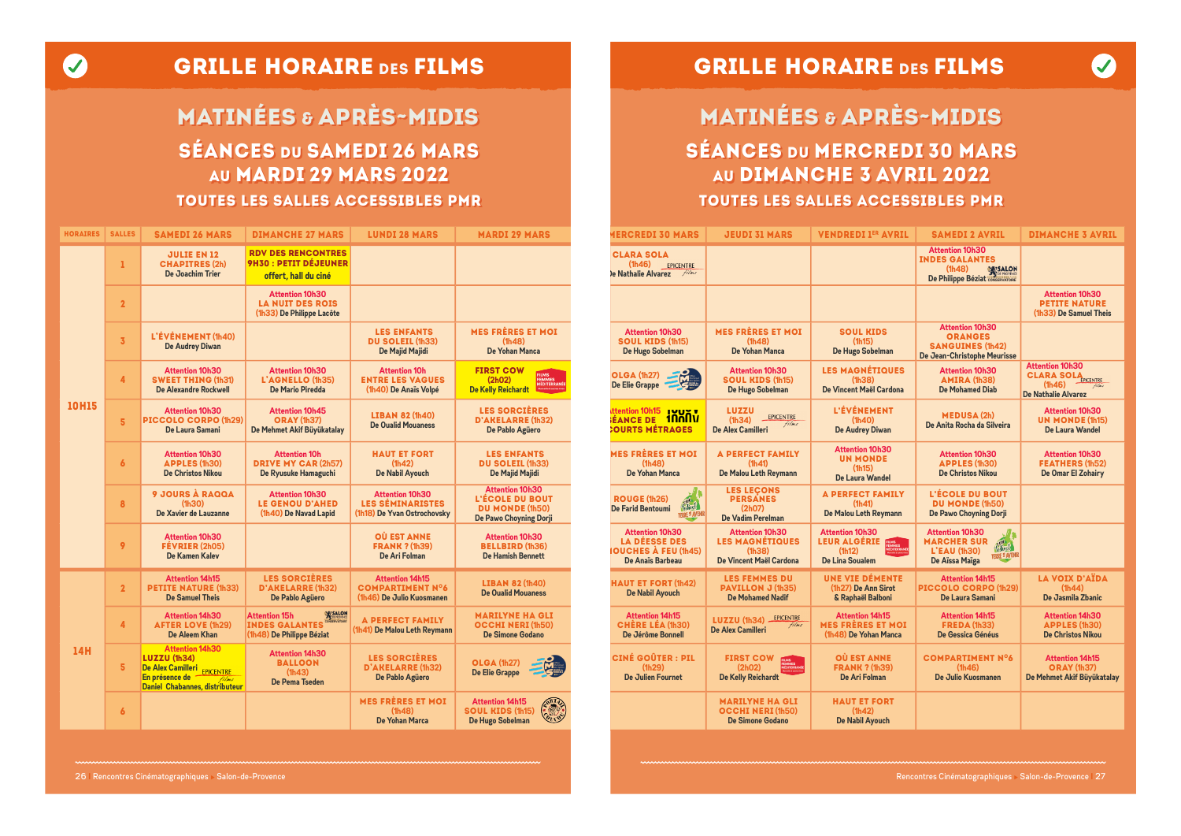# GRILLE HORAIRE DES FILMS

## MATINÉES & APRÈS-MIDIS

### SÉANCES DU SAMEDI 26 MARS AU MARDI 29 MARS 2022

### TOUTES LES SALLES ACCESSIBLES PMR

| HORAIRES | SALLES | SAMEDI 26 MARS | DIMANCHE 27 MARS | LUNDI 28 MARS | MARDI 29 MARS |
|---|---|---|---|---|---|
| 10H15 | 1 | JULIE EN 12 CHAPITRES (2h) De Joachim Trier | RDV DES RENCONTRES 9H30 : PETIT DÉJEUNER offert, hall du ciné | | |
| | 2 | | Attention 10h30 LA NUIT DES ROIS (1h33) De Philippe Lacôte | | |
| | 3 | L'ÉVÉNEMENT (1h40) De Audrey Diwan | | LES ENFANTS DU SOLEIL (1h33) De Majid Majidi | MES FRÈRES ET MOI (1h48) De Yohan Manca |
| | 4 | Attention 10h30 SWEET THING (1h31) De Alexandre Rockwell | Attention 10h30 L'AGNELLO (1h35) De Mario Piredda | Attention 10h ENTRE LES VAGUES (1h40) De Anaïs Volpé | FIRST COW (2h02) De Kelly Reichardt |
| | 5 | Attention 10h30 PICCOLO CORPO (1h29) De Laura Samani | Attention 10h45 ORAY (1h37) De Mehmet Akif Büyükatalay | LIBAN 82 (1h40) De Oualid Mouaness | LES SORCIÈRES D'AKELARRE (1h32) De Pablo Agüero |
| | 6 | Attention 10h30 APPLES (1h30) De Christos Nikou | Attention 10h DRIVE MY CAR (2h57) De Ryusuke Hamaguchi | HAUT ET FORT (1h42) De Nabil Ayouch | LES ENFANTS DU SOLEIL (1h33) De Majid Majidi |
| | 8 | 9 JOURS À RAQQA (1h30) De Xavier de Lauzanne | Attention 10h30 LE GENOU D'AHED (1h40) De Navad Lapid | Attention 10h30 LES SÉMINARISTES (1h18) De Yvan Ostrochovsky | Attention 10h30 L'ÉCOLE DU BOUT DU MONDE (1h50) De Pawo Choyning Dorji |
| | 9 | Attention 10h30 FÉVRIER (2h05) De Kamen Kalev | | OÙ EST ANNE FRANK ? (1h39) De Ari Folman | Attention 10h30 BELLBIRD (1h36) De Hamish Bennett |
| 14H | 2 | Attention 14h15 PETITE NATURE (1h33) De Samuel Theis | LES SORCIÈRES D'AKELARRE (1h32) De Pablo Agüero | Attention 14h15 COMPARTIMENT N°6 (1h46) De Julio Kuosmanen | LIBAN 82 (1h40) De Oualid Mouaness |
| | 4 | Attention 14h30 AFTER LOVE (1h29) De Aleem Khan | Attention 15h INDES GALANTES (1h48) De Philippe Béziat | A PERFECT FAMILY (1h41) De Malou Leth Reymann | MARILYNE HA GLI OCCHI NERI (1h50) De Simone Godano |
| | 5 | Attention 14h30 LUZZU (1h34) De Alex Camilleri En présence de Daniel Chabannes, distributeur | Attention 14h30 BALLOON (1h43) De Pema Tseden | LES SORCIÈRES D'AKELARRE (1h32) De Pablo Agüero | OLGA (1h27) De Elie Grappe |
| | 6 | | | MES FRÈRES ET MOI (1h48) De Yohan Marca | Attention 14h15 SOUL KIDS (1h15) De Hugo Sobelman |

# GRILLE HORAIRE DES FILMS

## MATINÉES & APRÈS-MIDIS

### SÉANCES DU MERCREDI 30 MARS AU DIMANCHE 3 AVRIL 2022

### TOUTES LES SALLES ACCESSIBLES PMR

| MERCREDI 30 MARS | JEUDI 31 MARS | VENDREDI 1ER AVRIL | SAMEDI 2 AVRIL | DIMANCHE 3 AVRIL |
|---|---|---|---|---|
| CLARA SOLA (1h46) De Nathalie Alvarez | | | Attention 10h30 INDES GALANTES (1h48) De Philippe Béziat | |
| | | | | Attention 10h30 PETITE NATURE (1h33) De Samuel Theis |
| Attention 10h30 SOUL KIDS (1h15) De Hugo Sobelman | MES FRÈRES ET MOI (1h48) De Yohan Manca | SOUL KIDS (1h15) De Hugo Sobelman | Attention 10h30 ORANGES SANGUINES (1h42) De Jean-Christophe Meurisse | |
| OLGA (1h27) De Elie Grappe | Attention 10h30 SOUL KIDS (1h15) De Hugo Sobelman | LES MAGNÉTIQUES (1h38) De Vincent Maël Cardona | Attention 10h30 AMIRA (1h38) De Mohamed Diab | Attention 10h30 CLARA SOLA (1h46) De Nathalie Alvarez |
| Attention 10h15 SÉANCE DE COURTS MÉTRAGES | LUZZU (1h34) De Alex Camilleri | L'ÉVÉNEMENT (1h40) De Audrey Diwan | MEDUSA (2h) De Anita Rocha da Silveira | Attention 10h30 UN MONDE (1h15) De Laura Wandel |
| MES FRÈRES ET MOI (1h48) De Yohan Manca | A PERFECT FAMILY (1h41) De Malou Leth Reymann | Attention 10h30 UN MONDE (1h15) De Laura Wandel | Attention 10h30 APPLES (1h30) De Christos Nikou | Attention 10h30 FEATHERS (1h52) De Omar El Zohairy |
| ROUGE (1h26) De Farid Bentoumi | LES LEÇONS PERSANES (2h07) De Vadim Perelman | A PERFECT FAMILY (1h41) De Malou Leth Reymann | L'ÉCOLE DU BOUT DU MONDE (1h50) De Pawo Choyning Dorji | |
| Attention 10h30 LA DÉESSE DES MOUCHES À FEU (1h45) De Anaïs Barbeau | Attention 10h30 LES MAGNÉTIQUES (1h38) De Vincent Maël Cardona | Attention 10h30 LEUR ALGÉRIE (1h12) De Lina Soualem | Attention 10h30 MARCHER SUR L'EAU (1h30) De Aïssa Maïga | |
| HAUT ET FORT (1h42) De Nabil Ayouch | LES FEMMES DU PAVILLON J (1h35) De Mohamed Nadif | UNE VIE DÉMENTE (1h27) De Ann Sirot & Raphaël Balboni | Attention 14h15 PICCOLO CORPO (1h29) De Laura Samani | LA VOIX D'AÏDA (1h44) De Jasmila Zbanic |
| Attention 14h15 CHÈRE LÉA (1h30) De Jérôme Bonnell | LUZZU (1h34) De Alex Camilleri | Attention 14h15 MES FRÈRES ET MOI (1h48) De Yohan Manca | Attention 14h15 FREDA (1h33) De Gessica Généus | Attention 14h30 APPLES (1h30) De Christos Nikou |
| CINÉ GOÛTER : PIL (1h29) De Julien Fournet | FIRST COW (2h02) De Kelly Reichardt | OÙ EST ANNE FRANK ? (1h39) De Ari Folman | COMPARTIMENT N°6 (1h46) De Julio Kuosmanen | Attention 14h15 ORAY (1h37) De Mehmet Akif Büyükatalay |
| | MARILYNE HA GLI OCCHI NERI (1h50) De Simone Godano | HAUT ET FORT (1h42) De Nabil Ayouch | | |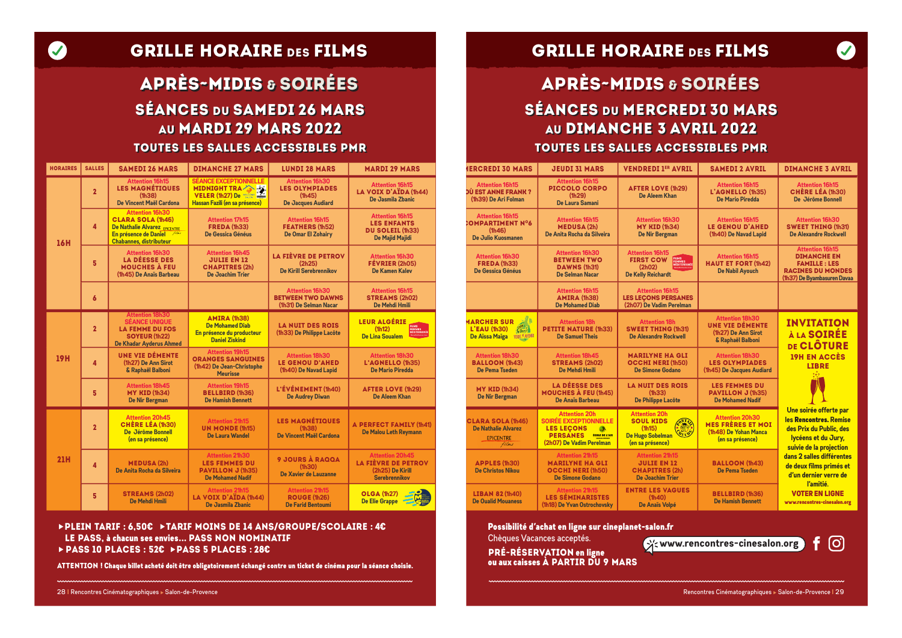# GRILLE HORAIRE DES FILMS

## APRÈS-MIDIS & SOIRÉES

### SÉANCES DU SAMEDI 26 MARS AU MARDI 29 MARS 2022

### TOUTES LES SALLES ACCESSIBLES PMR

| HORAIRES | SALLES | SAMEDI 26 MARS | DIMANCHE 27 MARS | LUNDI 28 MARS | MARDI 29 MARS |
|---|---|---|---|---|---|
| 16H | 2 | Attention 16h15 LES MAGNÉTIQUES (1h38) De Vincent Maël Cardona | SÉANCE EXCEPTIONNELLE MIDNIGHT TRAVELER (1h27) De Hassan Fazili (en sa présence) | Attention 16h30 LES OLYMPIADES (1h45) De Jacques Audiard | Attention 16h15 LA VOIX D'AÏDA (1h44) De Jasmila Zbanic |
| | 4 | Attention 16h30 CLARA SOLA (1h46) De Nathalie Alvarez En présence de Daniel Chabannes, distributeur | Attention 17h15 FREDA (1h33) De Gessica Généus | Attention 16h15 FEATHERS (1h52) De Omar El Zohairy | Attention 16h15 LES ENFANTS DU SOLEIL (1h33) De Majid Majidi |
| | 5 | Attention 16h30 LA DÉESSE DES MOUCHES À FEU (1h45) De Anaïs Barbeau | Attention 16h45 JULIE EN 12 CHAPITRES (2h) De Joachim Trier | LA FIÈVRE DE PETROV (2h25) De Kirill Serebrennikov | Attention 16h30 FÉVRIER (2h05) De Kamen Kalev |
| | 6 | | | Attention 16h30 BETWEEN TWO DAWNS (1h31) De Selman Nacar | Attention 16h15 STREAMS (2h02) De Mehdi Hmili |
| 19H | 2 | Attention 18h30 SÉANCE UNIQUE LA FEMME DU FOS SOYEUR (1h22) De Khadar Ayderus Ahmed | AMIRA (1h38) De Mohamed Diab En présence du producteur Daniel Ziskind | LA NUIT DES ROIS (1h33) De Philippe Lacôte | LEUR ALGÉRIE (1h12) De Lina Soualem |
| | 4 | UNE VIE DÉMENTE (1h27) De Ann Sirot & Raphaël Balboni | Attention 19h15 ORANGES SANGUINES (1h42) De Jean-Christophe Meurisse | Attention 18h30 LE GENOU D'AHED (1h40) De Navad Lapid | Attention 18h30 L'AGNELLO (1h35) De Mario Piredda |
| | 5 | Attention 18h45 MY KID (1h34) De Nir Bergman | Attention 19h15 BELLBIRD (1h36) De Hamish Bennett | L'ÉVÉNEMENT (1h40) De Audrey Diwan | AFTER LOVE (1h29) De Aleem Khan |
| 21H | 2 | Attention 20h45 CHÈRE LÉA (1h30) De Jérôme Bonnell (en sa présence) | Attention 21h15 UN MONDE (1h15) De Laura Wandel | LES MAGNÉTIQUES (1h38) De Vincent Maël Cardona | A PERFECT FAMILY (1h41) De Malou Leth Reymann |
| | 4 | MEDUSA (2h) De Anita Rocha da Silveira | Attention 21h30 LES FEMMES DU PAVILLON J (1h35) De Mohamed Nadif | 9 JOURS À RAQQA (1h30) De Xavier de Lauzanne | Attention 20h45 LA FIÈVRE DE PETROV (2h25) De Kirill Serebrennikov |
| | 5 | STREAMS (2h02) De Mehdi Hmili | Attention 21h15 LA VOIX D'AÏDA (1h44) De Jasmila Zbanic | Attention 21h15 ROUGE (1h26) De Farid Bentoumi | OLGA (1h27) De Elie Grappe |

▸ PLEIN TARIF : 6,50€ ▸ TARIF MOINS DE 14 ANS/GROUPE/SCOLAIRE : 4€
LE PASS, à chacun ses envies... PASS NON NOMINATIF
▸ PASS 10 PLACES : 52€ ▸ PASS 5 PLACES : 28€

ATTENTION ! Chaque billet acheté doit être obligatoirement échangé contre un ticket de cinéma pour la séance choisie.

# GRILLE HORAIRE DES FILMS

## APRÈS-MIDIS & SOIRÉES

### SÉANCES DU MERCREDI 30 MARS AU DIMANCHE 3 AVRIL 2022

### TOUTES LES SALLES ACCESSIBLES PMR

| HORAIRES | SALLES | MERCREDI 30 MARS | JEUDI 31 MARS | VENDREDI 1ER AVRIL | SAMEDI 2 AVRIL | DIMANCHE 3 AVRIL |
|---|---|---|---|---|---|---|
| 16H | 2 | Attention 16h15 OÙ EST ANNE FRANK ? (1h39) De Ari Folman | Attention 16h15 PICCOLO CORPO (1h29) De Laura Samani | AFTER LOVE (1h29) De Aleem Khan | Attention 16h15 L'AGNELLO (1h35) De Mario Piredda | Attention 16h15 CHÈRE LÉA (1h30) De Jérôme Bonnell |
| | 4 | Attention 16h15 COMPARTIMENT N°6 (1h46) De Julio Kuosmanen | Attention 16h15 MEDUSA (2h) De Anita Rocha da Silveira | Attention 16h30 MY KID (1h34) De Nir Bergman | Attention 16h15 LE GENOU D'AHED (1h40) De Navad Lapid | Attention 16h30 SWEET THING (1h31) De Alexandre Rockwell |
| | 5 | Attention 16h30 FREDA (1h33) De Gessica Généus | Attention 16h30 BETWEEN TWO DAWNS (1h31) De Selman Nacar | Attention 16h15 FIRST COW (2h02) De Kelly Reichardt | Attention 16h15 HAUT ET FORT (1h42) De Nabil Ayouch | Attention 16h15 DIMANCHE EN FAMILLE : LES RACINES DU MONDES (1h37) De Byambasuren Davaa |
| | 6 | | Attention 16h15 AMIRA (1h38) De Mohamed Diab | Attention 16h15 LES LEÇONS PERSANES (2h07) De Vadim Perelman | | |
| 19H | 2 | MARCHER SUR L'EAU (1h30) De Aïssa Maïga | Attention 18h PETITE NATURE (1h33) De Samuel Theis | Attention 18h SWEET THING (1h31) De Alexandre Rockwell | Attention 18h30 UNE VIE DÉMENTE (1h27) De Ann Sirot & Raphaël Balboni | INVITATION À LA SOIRÉE DE CLÔTURE 19H EN ACCÈS LIBRE Une soirée offerte par les Rencontres. Remise des Prix du Public, des lycéens et du Jury, suivie de la projection dans 2 salles différentes de deux films primés et d'un dernier verre de l'amitié. VOTER EN LIGNE www.rencontres-cinesalon.org |
| | 4 | Attention 18h30 BALLOON (1h43) De Pema Tseden | Attention 18h45 STREAMS (2h02) De Mehdi Hmili | MARILYNE HA GLI OCCHI NERI (1h50) De Simone Godano | Attention 18h30 LES OLYMPIADES (1h45) De Jacques Audiard | |
| | 5 | MY KID (1h34) De Nir Bergman | LA DÉESSE DES MOUCHES À FEU (1h45) De Anaïs Barbeau | LA NUIT DES ROIS (1h33) De Philippe Lacôte | LES FEMMES DU PAVILLON J (1h35) De Mohamed Nadif | |
| 21H | 2 | CLARA SOLA (1h46) De Nathalie Alvarez | Attention 20h SOIRÉE EXCEPTIONNELLE LES LEÇONS PERSANES (2h07) De Vadim Perelman | Attention 20h SOUL KIDS (1h15) De Hugo Sobelman (en sa présence) | Attention 20h30 MES FRÈRES ET MOI (1h48) De Yohan Manca (en sa présence) | |
| | 4 | APPLES (1h30) De Christos Nikou | Attention 21h15 MARILYNE HA GLI OCCHI NERI (1h50) De Simone Godano | Attention 21h15 JULIE EN 12 CHAPITRES (2h) De Joachim Trier | BALLOON (1h43) De Pema Tseden | |
| | 5 | LIBAN 82 (1h40) De Oualid Mouaness | Attention 21h15 LES SÉMINARISTES (1h18) De Yvan Ostrochovsky | ENTRE LES VAGUES (1h40) De Anaïs Volpé | BELLBIRD (1h36) De Hamish Bennett | |

Possibilité d'achat en ligne sur cineplanet-salon.fr
Chèques Vacances acceptés.

**PRÉ-RÉSERVATION en ligne ou aux caisses À PARTIR DU 9 MARS**

www.rencontres-cinesalon.org